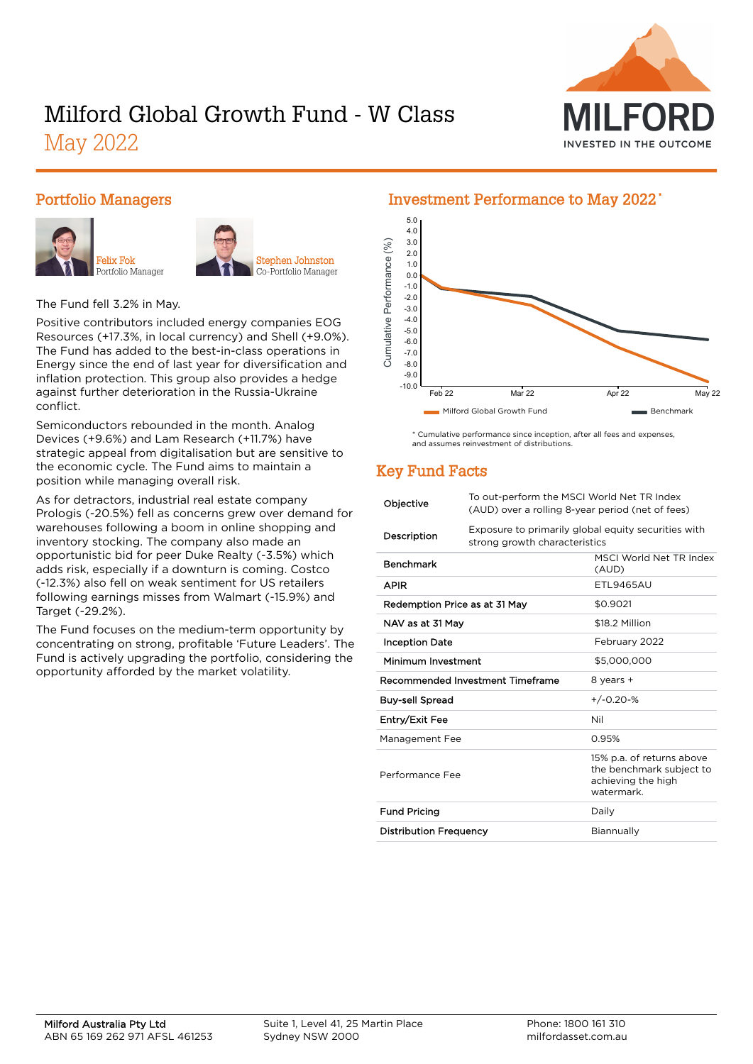# Milford Global Growth Fund - W Class

## May 2022

MILFORD
INVESTED IN THE OUTCOME

## Portfolio Managers

Felix Fok
Portfolio Manager

Stephen Johnston
Co-Portfolio Manager

The Fund fell 3.2% in May.

Positive contributors included energy companies EOG Resources (+17.3%, in local currency) and Shell (+9.0%). The Fund has added to the best-in-class operations in Energy since the end of last year for diversification and inflation protection. This group also provides a hedge against further deterioration in the Russia-Ukraine conflict.

Semiconductors rebounded in the month. Analog Devices (+9.6%) and Lam Research (+11.7%) have strategic appeal from digitalisation but are sensitive to the economic cycle. The Fund aims to maintain a position while managing overall risk.

As for detractors, industrial real estate company Prologis (-20.5%) fell as concerns grew over demand for warehouses following a boom in online shopping and inventory stocking. The company also made an opportunistic bid for peer Duke Realty (-3.5%) which adds risk, especially if a downturn is coming. Costco (-12.3%) also fell on weak sentiment for US retailers following earnings misses from Walmart (-15.9%) and Target (-29.2%).

The Fund focuses on the medium-term opportunity by concentrating on strong, profitable 'Future Leaders'. The Fund is actively upgrading the portfolio, considering the opportunity afforded by the market volatility.

## Investment Performance to May 2022*

Cumulative Performance (%) — Feb 22, Mar 22, Apr 22, May 22

Milford Global Growth Fund | Benchmark

\* Cumulative performance since inception, after all fees and expenses, and assumes reinvestment of distributions.

## Key Fund Facts

| | |
|---|---|
| Objective | To out-perform the MSCI World Net TR Index (AUD) over a rolling 8-year period (net of fees) |
| Description | Exposure to primarily global equity securities with strong growth characteristics |
| Benchmark | MSCI World Net TR Index (AUD) |
| APIR | ETL9465AU |
| Redemption Price as at 31 May | $0.9021 |
| NAV as at 31 May | $18.2 Million |
| Inception Date | February 2022 |
| Minimum Investment | $5,000,000 |
| Recommended Investment Timeframe | 8 years + |
| Buy-sell Spread | +/-0.20-% |
| Entry/Exit Fee | Nil |
| Management Fee | 0.95% |
| Performance Fee | 15% p.a. of returns above the benchmark subject to achieving the high watermark. |
| Fund Pricing | Daily |
| Distribution Frequency | Biannually |

Milford Australia Pty Ltd
ABN 65 169 262 971 AFSL 461253

Suite 1, Level 41, 25 Martin Place
Sydney NSW 2000

Phone: 1800 161 310
milfordasset.com.au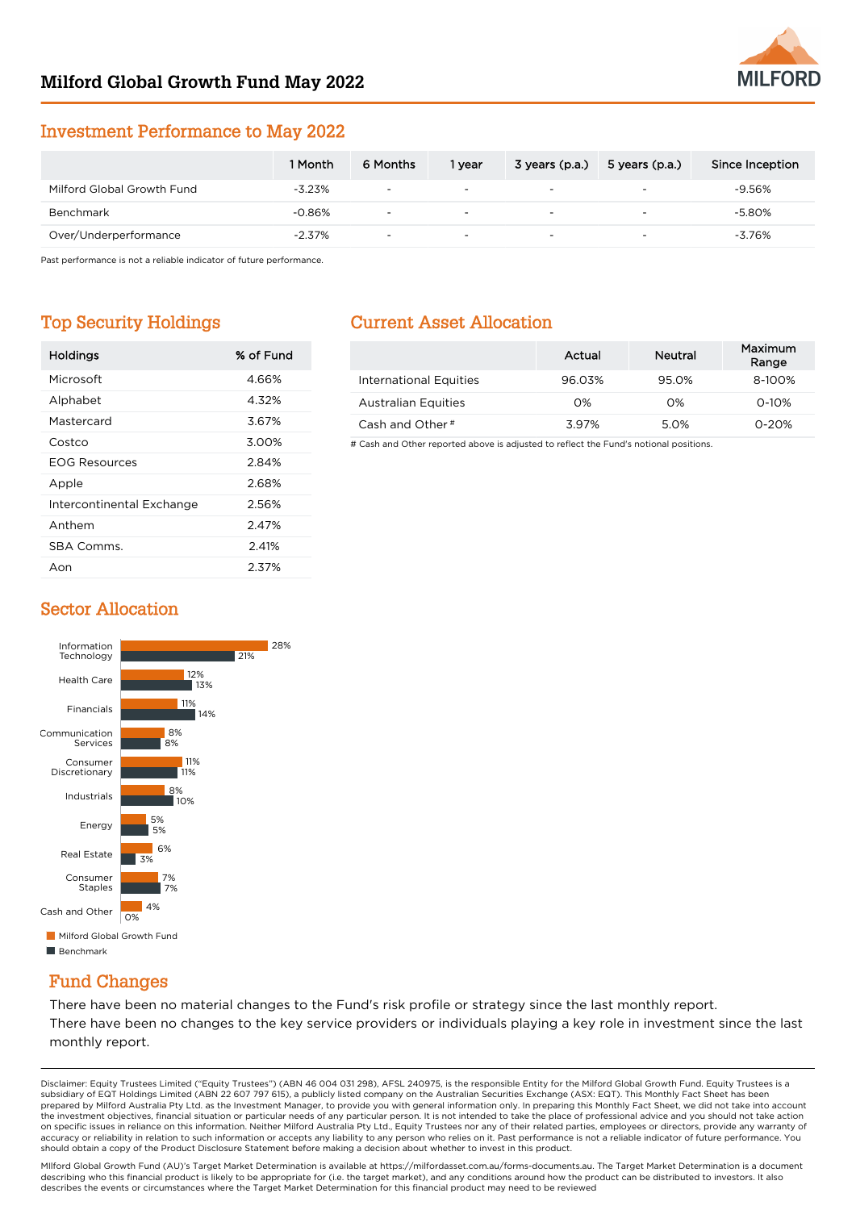# Milford Global Growth Fund May 2022

## Investment Performance to May 2022

| | 1 Month | 6 Months | 1 year | 3 years (p.a.) | 5 years (p.a.) | Since Inception |
|---|---|---|---|---|---|---|
| Milford Global Growth Fund | -3.23% | - | - | - | - | -9.56% |
| Benchmark | -0.86% | - | - | - | - | -5.80% |
| Over/Underperformance | -2.37% | - | - | - | - | -3.76% |

Past performance is not a reliable indicator of future performance.

## Top Security Holdings

| Holdings | % of Fund |
|---|---|
| Microsoft | 4.66% |
| Alphabet | 4.32% |
| Mastercard | 3.67% |
| Costco | 3.00% |
| EOG Resources | 2.84% |
| Apple | 2.68% |
| Intercontinental Exchange | 2.56% |
| Anthem | 2.47% |
| SBA Comms. | 2.41% |
| Aon | 2.37% |

## Current Asset Allocation

| | Actual | Neutral | Maximum Range |
|---|---|---|---|
| International Equities | 96.03% | 95.0% | 8-100% |
| Australian Equities | 0% | 0% | 0-10% |
| Cash and Other # | 3.97% | 5.0% | 0-20% |

# Cash and Other reported above is adjusted to reflect the Fund's notional positions.

## Sector Allocation

Information Technology 28% 21%
Health Care 12% 13%
Financials 11% 14%
Communication Services 8% 8%
Consumer Discretionary 11% 11%
Industrials 8% 10%
Energy 5% 5%
Real Estate 6% 3%
Consumer Staples 7% 7%
Cash and Other 4% 0%

Milford Global Growth Fund
Benchmark

## Fund Changes

There have been no material changes to the Fund's risk profile or strategy since the last monthly report.
There have been no changes to the key service providers or individuals playing a key role in investment since the last monthly report.

Disclaimer: Equity Trustees Limited ("Equity Trustees") (ABN 46 004 031 298), AFSL 240975, is the responsible Entity for the Milford Global Growth Fund. Equity Trustees is a subsidiary of EQT Holdings Limited (ABN 22 607 797 615), a publicly listed company on the Australian Securities Exchange (ASX: EQT). This Monthly Fact Sheet has been prepared by Milford Australia Pty Ltd. as the Investment Manager, to provide you with general information only. In preparing this Monthly Fact Sheet, we did not take into account the investment objectives, financial situation or particular needs of any particular person. It is not intended to take the place of professional advice and you should not take action on specific issues in reliance on this information. Neither Milford Australia Pty Ltd., Equity Trustees nor any of their related parties, employees or directors, provide any warranty of accuracy or reliability in relation to such information or accepts any liability to any person who relies on it. Past performance is not a reliable indicator of future performance. You should obtain a copy of the Product Disclosure Statement before making a decision about whether to invest in this product.

Milford Global Growth Fund (AU)'s Target Market Determination is available at https://milfordasset.com.au/forms-documents.au. The Target Market Determination is a document describing who this financial product is likely to be appropriate for (i.e. the target market), and any conditions around how the product can be distributed to investors. It also describes the events or circumstances where the Target Market Determination for this financial product may need to be reviewed